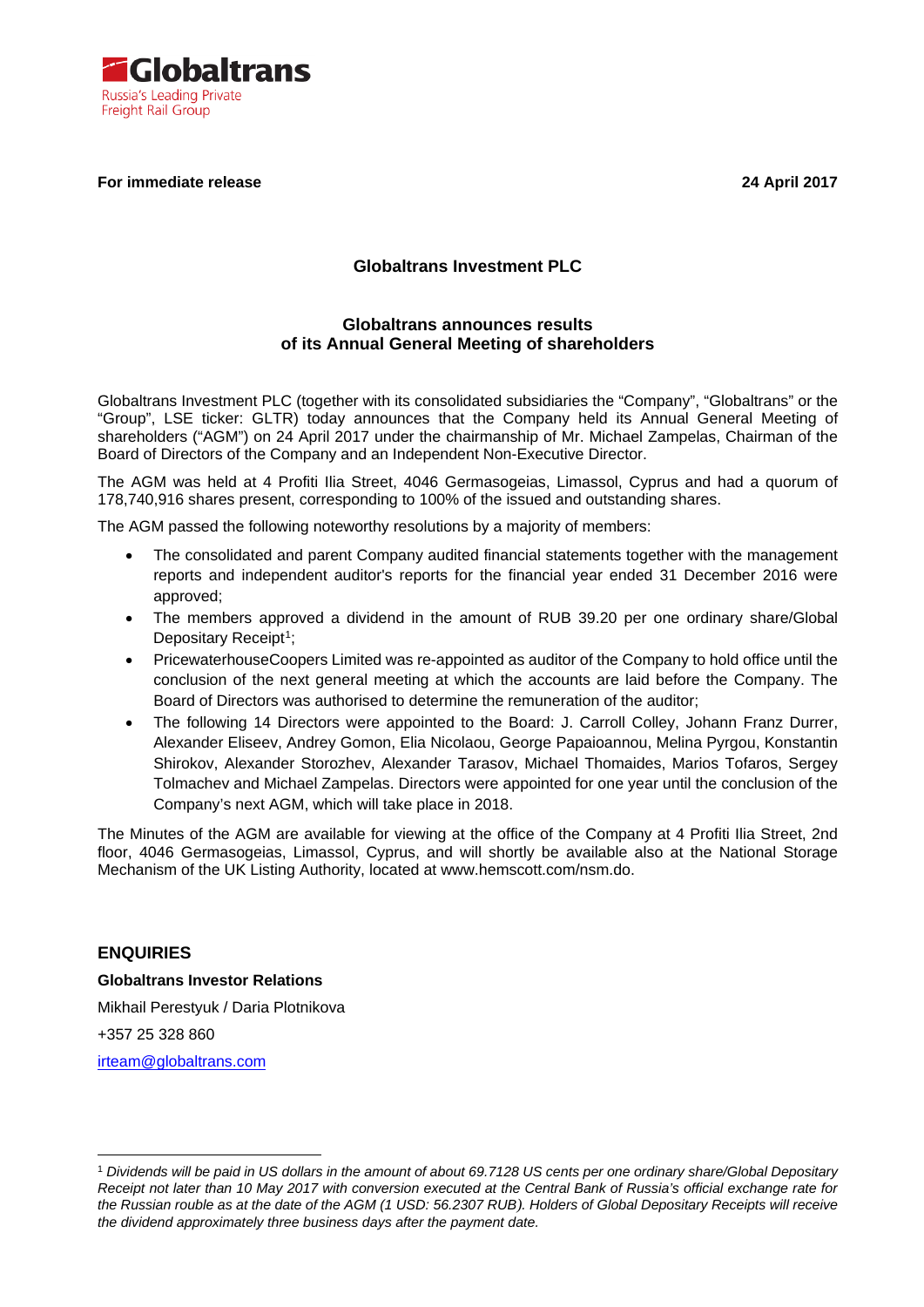Globaltrans
Russia's Leading Private Freight Rail Group

**For immediate release** **24 April 2017**

# Globaltrans Investment PLC

## Globaltrans announces results of its Annual General Meeting of shareholders

Globaltrans Investment PLC (together with its consolidated subsidiaries the "Company", "Globaltrans" or the "Group", LSE ticker: GLTR) today announces that the Company held its Annual General Meeting of shareholders ("AGM") on 24 April 2017 under the chairmanship of Mr. Michael Zampelas, Chairman of the Board of Directors of the Company and an Independent Non-Executive Director.

The AGM was held at 4 Profiti Ilia Street, 4046 Germasogeias, Limassol, Cyprus and had a quorum of 178,740,916 shares present, corresponding to 100% of the issued and outstanding shares.

The AGM passed the following noteworthy resolutions by a majority of members:

- The consolidated and parent Company audited financial statements together with the management reports and independent auditor's reports for the financial year ended 31 December 2016 were approved;
- The members approved a dividend in the amount of RUB 39.20 per one ordinary share/Global Depositary Receipt[1];
- PricewaterhouseCoopers Limited was re-appointed as auditor of the Company to hold office until the conclusion of the next general meeting at which the accounts are laid before the Company. The Board of Directors was authorised to determine the remuneration of the auditor;
- The following 14 Directors were appointed to the Board: J. Carroll Colley, Johann Franz Durrer, Alexander Eliseev, Andrey Gomon, Elia Nicolaou, George Papaioannou, Melina Pyrgou, Konstantin Shirokov, Alexander Storozhev, Alexander Tarasov, Michael Thomaides, Marios Tofaros, Sergey Tolmachev and Michael Zampelas. Directors were appointed for one year until the conclusion of the Company's next AGM, which will take place in 2018.

The Minutes of the AGM are available for viewing at the office of the Company at 4 Profiti Ilia Street, 2nd floor, 4046 Germasogeias, Limassol, Cyprus, and will shortly be available also at the National Storage Mechanism of the UK Listing Authority, located at www.hemscott.com/nsm.do.

## ENQUIRIES

**Globaltrans Investor Relations**

Mikhail Perestyuk / Daria Plotnikova

+357 25 328 860

irteam@globaltrans.com

---

[1] *Dividends will be paid in US dollars in the amount of about 69.7128 US cents per one ordinary share/Global Depositary Receipt not later than 10 May 2017 with conversion executed at the Central Bank of Russia's official exchange rate for the Russian rouble as at the date of the AGM (1 USD: 56.2307 RUB). Holders of Global Depositary Receipts will receive the dividend approximately three business days after the payment date.*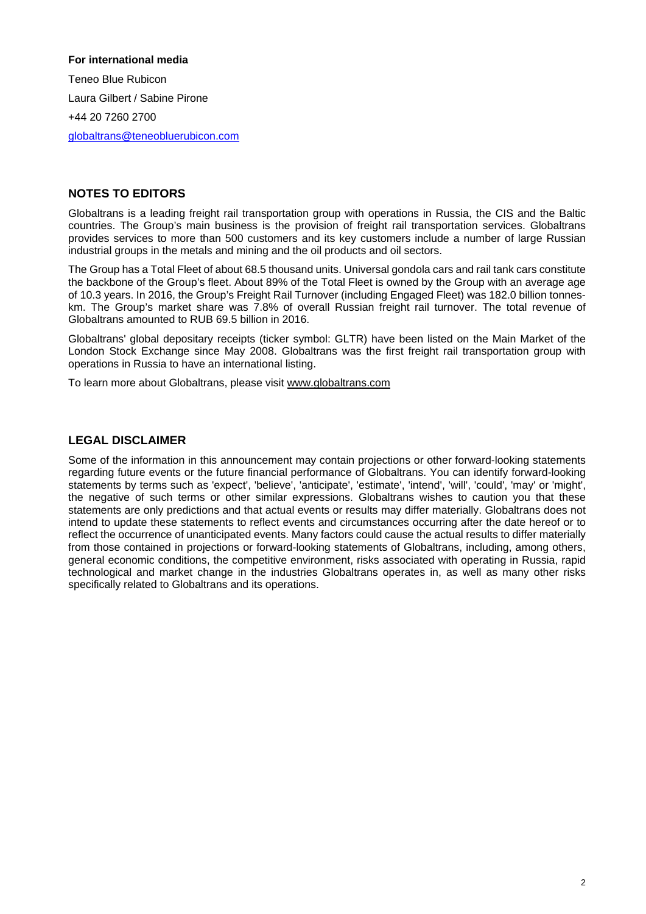**For international media**

Teneo Blue Rubicon

Laura Gilbert / Sabine Pirone

+44 20 7260 2700

globaltrans@teneobluerubicon.com

## NOTES TO EDITORS

Globaltrans is a leading freight rail transportation group with operations in Russia, the CIS and the Baltic countries. The Group's main business is the provision of freight rail transportation services. Globaltrans provides services to more than 500 customers and its key customers include a number of large Russian industrial groups in the metals and mining and the oil products and oil sectors.

The Group has a Total Fleet of about 68.5 thousand units. Universal gondola cars and rail tank cars constitute the backbone of the Group's fleet. About 89% of the Total Fleet is owned by the Group with an average age of 10.3 years. In 2016, the Group's Freight Rail Turnover (including Engaged Fleet) was 182.0 billion tonnes-km. The Group's market share was 7.8% of overall Russian freight rail turnover. The total revenue of Globaltrans amounted to RUB 69.5 billion in 2016.

Globaltrans' global depositary receipts (ticker symbol: GLTR) have been listed on the Main Market of the London Stock Exchange since May 2008. Globaltrans was the first freight rail transportation group with operations in Russia to have an international listing.

To learn more about Globaltrans, please visit www.globaltrans.com

## LEGAL DISCLAIMER

Some of the information in this announcement may contain projections or other forward-looking statements regarding future events or the future financial performance of Globaltrans. You can identify forward-looking statements by terms such as 'expect', 'believe', 'anticipate', 'estimate', 'intend', 'will', 'could', 'may' or 'might', the negative of such terms or other similar expressions. Globaltrans wishes to caution you that these statements are only predictions and that actual events or results may differ materially. Globaltrans does not intend to update these statements to reflect events and circumstances occurring after the date hereof or to reflect the occurrence of unanticipated events. Many factors could cause the actual results to differ materially from those contained in projections or forward-looking statements of Globaltrans, including, among others, general economic conditions, the competitive environment, risks associated with operating in Russia, rapid technological and market change in the industries Globaltrans operates in, as well as many other risks specifically related to Globaltrans and its operations.